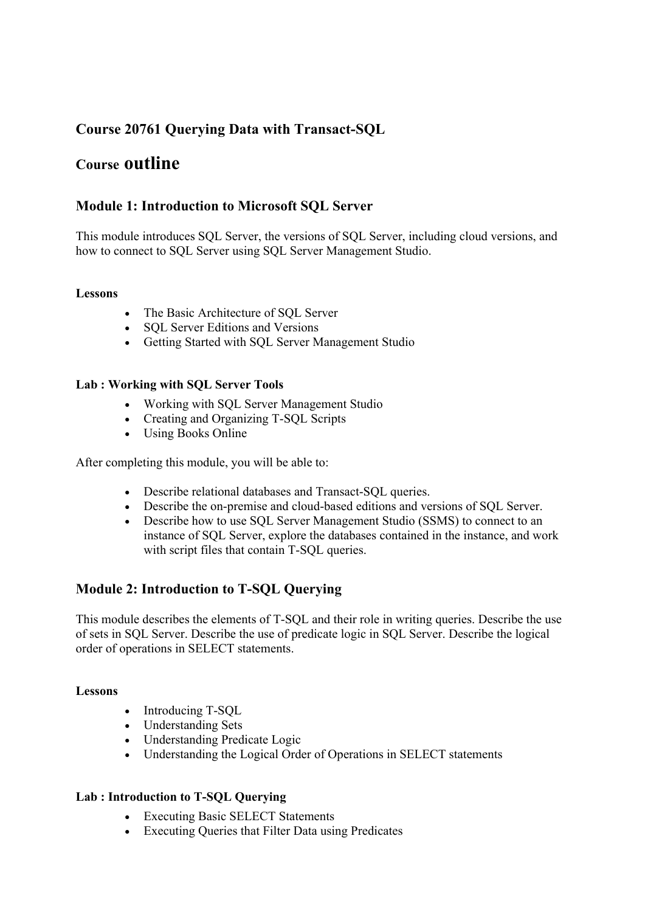# Course 20761 Querying Data with Transact-SQL

## Course outline

## Module 1: Introduction to Microsoft SQL Server

This module introduces SQL Server, the versions of SQL Server, including cloud versions, and how to connect to SQL Server using SQL Server Management Studio.

**Lessons**

- The Basic Architecture of SQL Server
- SQL Server Editions and Versions
- Getting Started with SQL Server Management Studio

**Lab : Working with SQL Server Tools**

- Working with SQL Server Management Studio
- Creating and Organizing T-SQL Scripts
- Using Books Online

After completing this module, you will be able to:

- Describe relational databases and Transact-SQL queries.
- Describe the on-premise and cloud-based editions and versions of SQL Server.
- Describe how to use SQL Server Management Studio (SSMS) to connect to an instance of SQL Server, explore the databases contained in the instance, and work with script files that contain T-SQL queries.

## Module 2: Introduction to T-SQL Querying

This module describes the elements of T-SQL and their role in writing queries. Describe the use of sets in SQL Server. Describe the use of predicate logic in SQL Server. Describe the logical order of operations in SELECT statements.

**Lessons**

- Introducing T-SQL
- Understanding Sets
- Understanding Predicate Logic
- Understanding the Logical Order of Operations in SELECT statements

**Lab : Introduction to T-SQL Querying**

- Executing Basic SELECT Statements
- Executing Queries that Filter Data using Predicates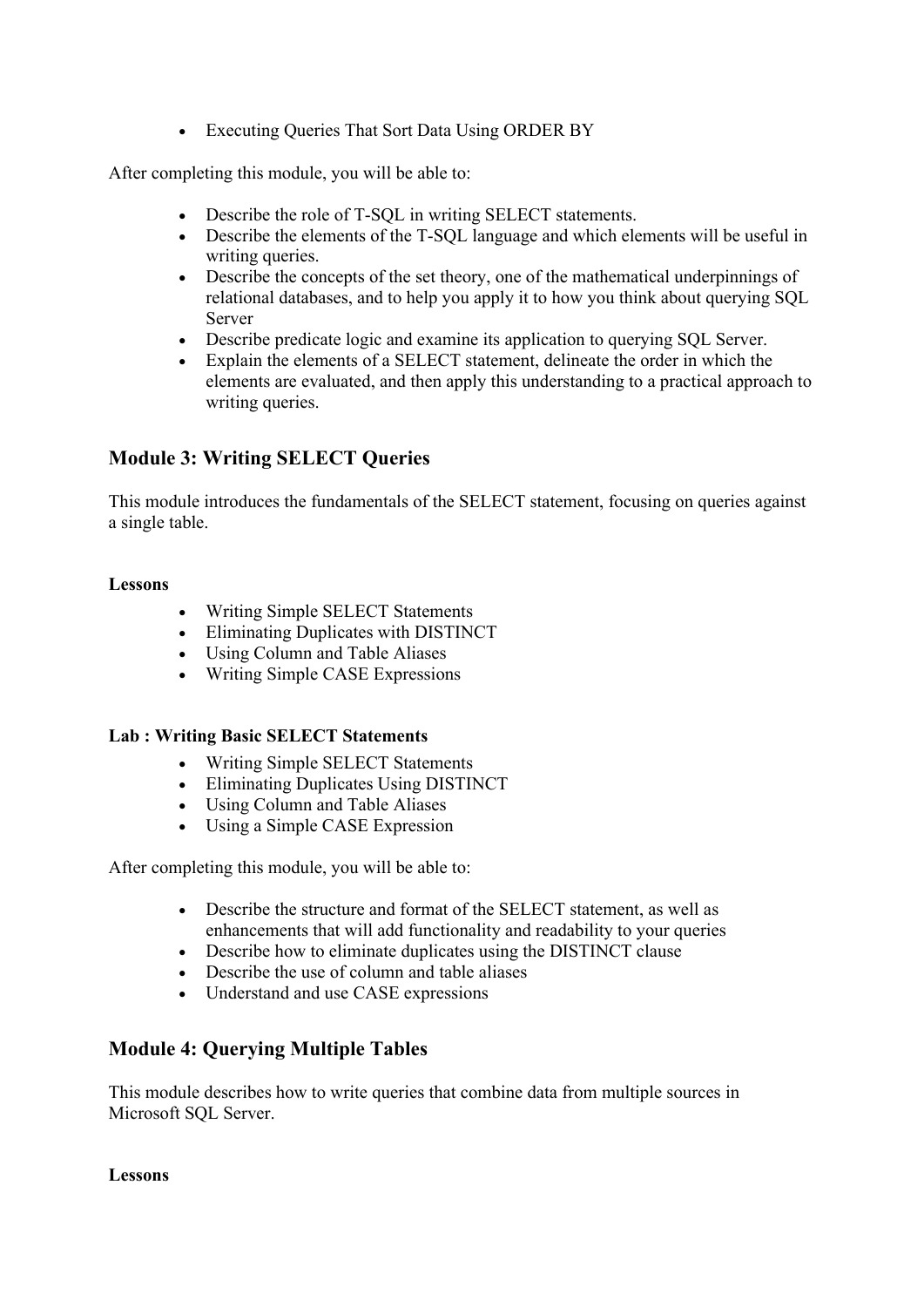- Executing Queries That Sort Data Using ORDER BY

After completing this module, you will be able to:

- Describe the role of T-SQL in writing SELECT statements.
- Describe the elements of the T-SQL language and which elements will be useful in writing queries.
- Describe the concepts of the set theory, one of the mathematical underpinnings of relational databases, and to help you apply it to how you think about querying SQL Server
- Describe predicate logic and examine its application to querying SQL Server.
- Explain the elements of a SELECT statement, delineate the order in which the elements are evaluated, and then apply this understanding to a practical approach to writing queries.

### Module 3: Writing SELECT Queries

This module introduces the fundamentals of the SELECT statement, focusing on queries against a single table.

**Lessons**

- Writing Simple SELECT Statements
- Eliminating Duplicates with DISTINCT
- Using Column and Table Aliases
- Writing Simple CASE Expressions

**Lab : Writing Basic SELECT Statements**

- Writing Simple SELECT Statements
- Eliminating Duplicates Using DISTINCT
- Using Column and Table Aliases
- Using a Simple CASE Expression

After completing this module, you will be able to:

- Describe the structure and format of the SELECT statement, as well as enhancements that will add functionality and readability to your queries
- Describe how to eliminate duplicates using the DISTINCT clause
- Describe the use of column and table aliases
- Understand and use CASE expressions

### Module 4: Querying Multiple Tables

This module describes how to write queries that combine data from multiple sources in Microsoft SQL Server.

**Lessons**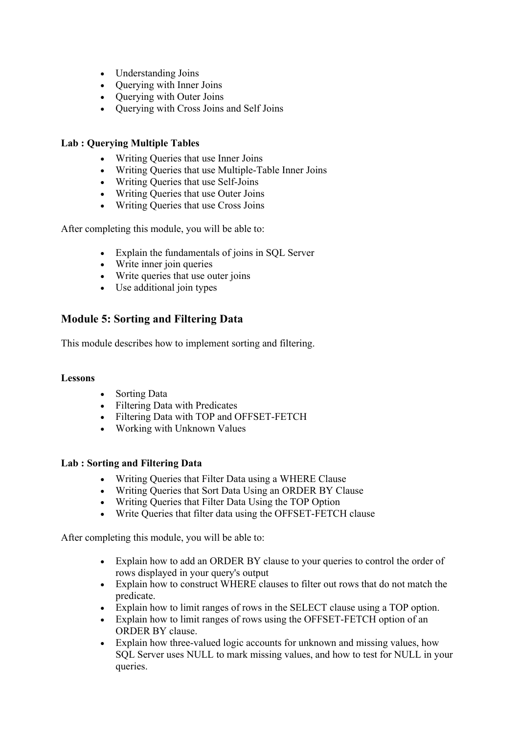- Understanding Joins
- Querying with Inner Joins
- Querying with Outer Joins
- Querying with Cross Joins and Self Joins

**Lab : Querying Multiple Tables**

- Writing Queries that use Inner Joins
- Writing Queries that use Multiple-Table Inner Joins
- Writing Queries that use Self-Joins
- Writing Queries that use Outer Joins
- Writing Queries that use Cross Joins

After completing this module, you will be able to:

- Explain the fundamentals of joins in SQL Server
- Write inner join queries
- Write queries that use outer joins
- Use additional join types

## Module 5: Sorting and Filtering Data

This module describes how to implement sorting and filtering.

**Lessons**

- Sorting Data
- Filtering Data with Predicates
- Filtering Data with TOP and OFFSET-FETCH
- Working with Unknown Values

**Lab : Sorting and Filtering Data**

- Writing Queries that Filter Data using a WHERE Clause
- Writing Queries that Sort Data Using an ORDER BY Clause
- Writing Queries that Filter Data Using the TOP Option
- Write Queries that filter data using the OFFSET-FETCH clause

After completing this module, you will be able to:

- Explain how to add an ORDER BY clause to your queries to control the order of rows displayed in your query's output
- Explain how to construct WHERE clauses to filter out rows that do not match the predicate.
- Explain how to limit ranges of rows in the SELECT clause using a TOP option.
- Explain how to limit ranges of rows using the OFFSET-FETCH option of an ORDER BY clause.
- Explain how three-valued logic accounts for unknown and missing values, how SQL Server uses NULL to mark missing values, and how to test for NULL in your queries.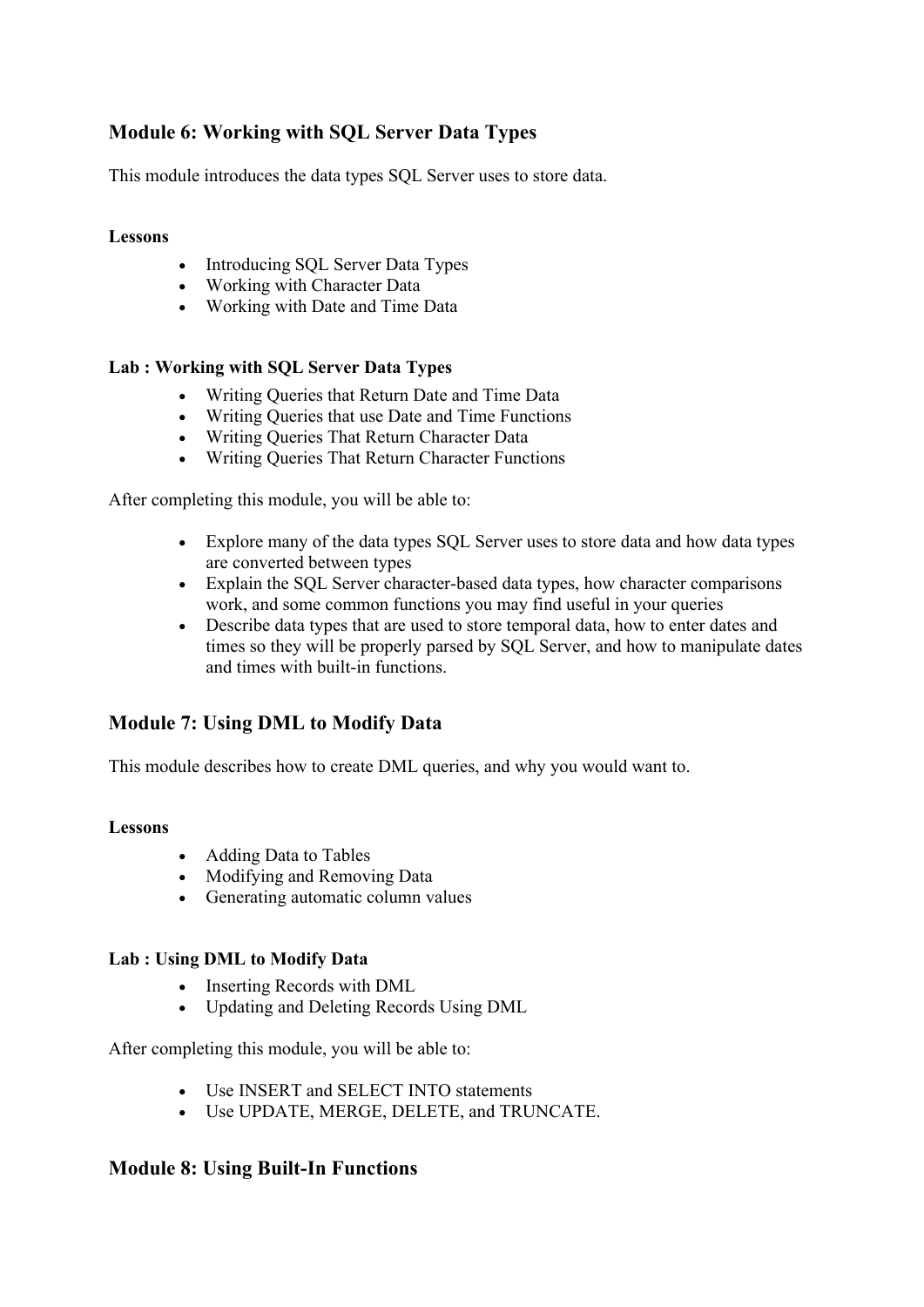## Module 6: Working with SQL Server Data Types

This module introduces the data types SQL Server uses to store data.

**Lessons**

- Introducing SQL Server Data Types
- Working with Character Data
- Working with Date and Time Data

**Lab : Working with SQL Server Data Types**

- Writing Queries that Return Date and Time Data
- Writing Queries that use Date and Time Functions
- Writing Queries That Return Character Data
- Writing Queries That Return Character Functions

After completing this module, you will be able to:

- Explore many of the data types SQL Server uses to store data and how data types are converted between types
- Explain the SQL Server character-based data types, how character comparisons work, and some common functions you may find useful in your queries
- Describe data types that are used to store temporal data, how to enter dates and times so they will be properly parsed by SQL Server, and how to manipulate dates and times with built-in functions.

## Module 7: Using DML to Modify Data

This module describes how to create DML queries, and why you would want to.

**Lessons**

- Adding Data to Tables
- Modifying and Removing Data
- Generating automatic column values

**Lab : Using DML to Modify Data**

- Inserting Records with DML
- Updating and Deleting Records Using DML

After completing this module, you will be able to:

- Use INSERT and SELECT INTO statements
- Use UPDATE, MERGE, DELETE, and TRUNCATE.

## Module 8: Using Built-In Functions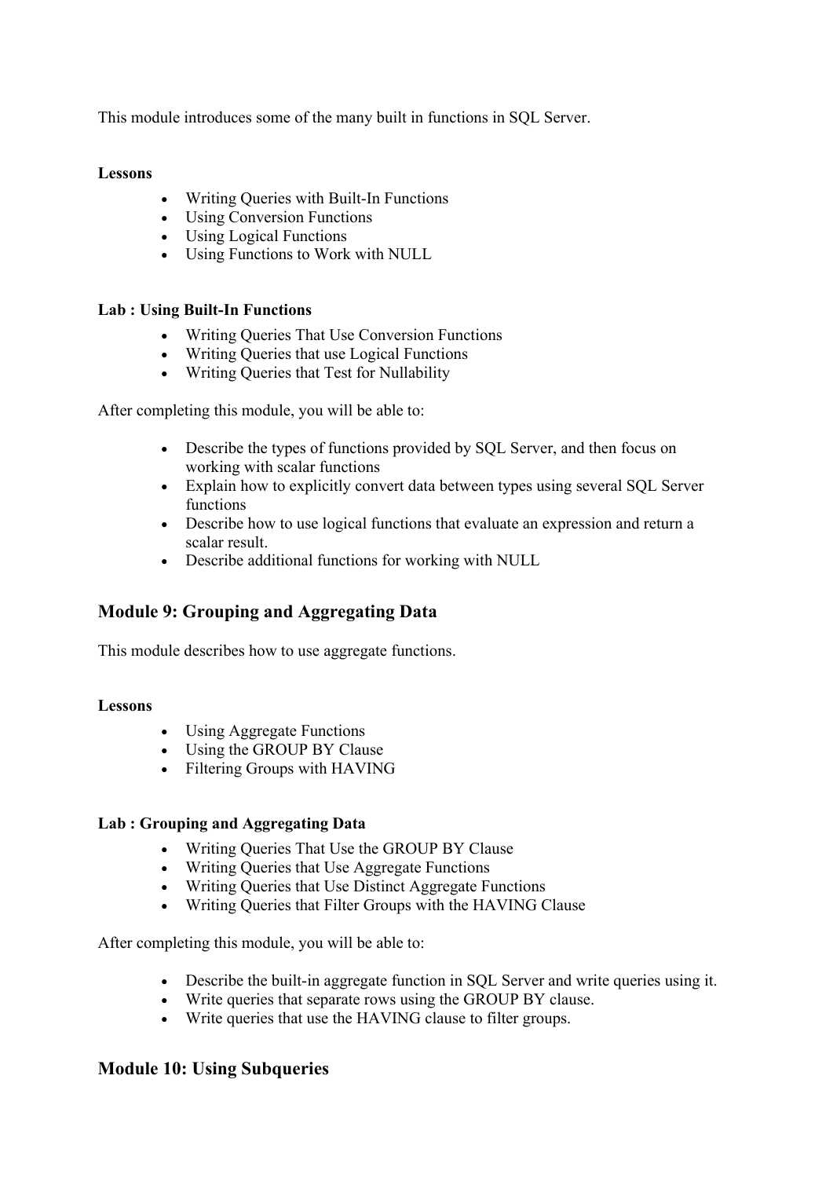This module introduces some of the many built in functions in SQL Server.

**Lessons**

- Writing Queries with Built-In Functions
- Using Conversion Functions
- Using Logical Functions
- Using Functions to Work with NULL

**Lab : Using Built-In Functions**

- Writing Queries That Use Conversion Functions
- Writing Queries that use Logical Functions
- Writing Queries that Test for Nullability

After completing this module, you will be able to:

- Describe the types of functions provided by SQL Server, and then focus on working with scalar functions
- Explain how to explicitly convert data between types using several SQL Server functions
- Describe how to use logical functions that evaluate an expression and return a scalar result.
- Describe additional functions for working with NULL

## Module 9: Grouping and Aggregating Data

This module describes how to use aggregate functions.

**Lessons**

- Using Aggregate Functions
- Using the GROUP BY Clause
- Filtering Groups with HAVING

**Lab : Grouping and Aggregating Data**

- Writing Queries That Use the GROUP BY Clause
- Writing Queries that Use Aggregate Functions
- Writing Queries that Use Distinct Aggregate Functions
- Writing Queries that Filter Groups with the HAVING Clause

After completing this module, you will be able to:

- Describe the built-in aggregate function in SQL Server and write queries using it.
- Write queries that separate rows using the GROUP BY clause.
- Write queries that use the HAVING clause to filter groups.

## Module 10: Using Subqueries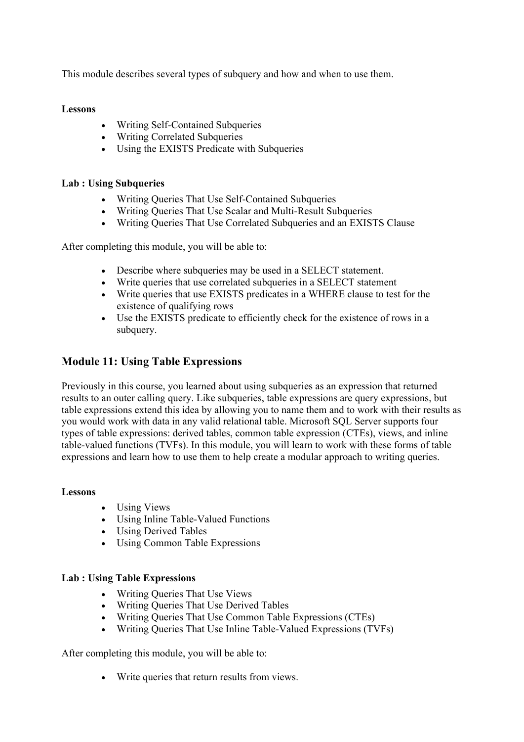This module describes several types of subquery and how and when to use them.

**Lessons**

- Writing Self-Contained Subqueries
- Writing Correlated Subqueries
- Using the EXISTS Predicate with Subqueries

**Lab : Using Subqueries**

- Writing Queries That Use Self-Contained Subqueries
- Writing Queries That Use Scalar and Multi-Result Subqueries
- Writing Queries That Use Correlated Subqueries and an EXISTS Clause

After completing this module, you will be able to:

- Describe where subqueries may be used in a SELECT statement.
- Write queries that use correlated subqueries in a SELECT statement
- Write queries that use EXISTS predicates in a WHERE clause to test for the existence of qualifying rows
- Use the EXISTS predicate to efficiently check for the existence of rows in a subquery.

## Module 11: Using Table Expressions

Previously in this course, you learned about using subqueries as an expression that returned results to an outer calling query. Like subqueries, table expressions are query expressions, but table expressions extend this idea by allowing you to name them and to work with their results as you would work with data in any valid relational table. Microsoft SQL Server supports four types of table expressions: derived tables, common table expression (CTEs), views, and inline table-valued functions (TVFs). In this module, you will learn to work with these forms of table expressions and learn how to use them to help create a modular approach to writing queries.

**Lessons**

- Using Views
- Using Inline Table-Valued Functions
- Using Derived Tables
- Using Common Table Expressions

**Lab : Using Table Expressions**

- Writing Queries That Use Views
- Writing Queries That Use Derived Tables
- Writing Queries That Use Common Table Expressions (CTEs)
- Writing Queries That Use Inline Table-Valued Expressions (TVFs)

After completing this module, you will be able to:

- Write queries that return results from views.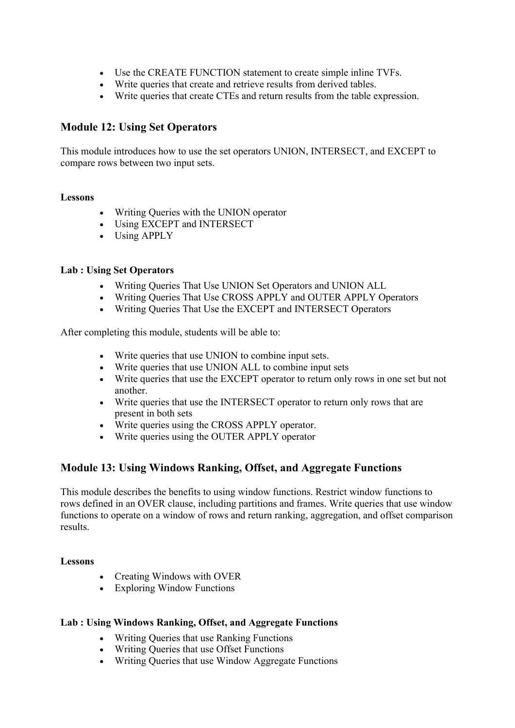- Use the CREATE FUNCTION statement to create simple inline TVFs.
- Write queries that create and retrieve results from derived tables.
- Write queries that create CTEs and return results from the table expression.

## Module 12: Using Set Operators

This module introduces how to use the set operators UNION, INTERSECT, and EXCEPT to compare rows between two input sets.

**Lessons**

- Writing Queries with the UNION operator
- Using EXCEPT and INTERSECT
- Using APPLY

**Lab : Using Set Operators**

- Writing Queries That Use UNION Set Operators and UNION ALL
- Writing Queries That Use CROSS APPLY and OUTER APPLY Operators
- Writing Queries That Use the EXCEPT and INTERSECT Operators

After completing this module, students will be able to:

- Write queries that use UNION to combine input sets.
- Write queries that use UNION ALL to combine input sets
- Write queries that use the EXCEPT operator to return only rows in one set but not another.
- Write queries that use the INTERSECT operator to return only rows that are present in both sets
- Write queries using the CROSS APPLY operator.
- Write queries using the OUTER APPLY operator

## Module 13: Using Windows Ranking, Offset, and Aggregate Functions

This module describes the benefits to using window functions. Restrict window functions to rows defined in an OVER clause, including partitions and frames. Write queries that use window functions to operate on a window of rows and return ranking, aggregation, and offset comparison results.

**Lessons**

- Creating Windows with OVER
- Exploring Window Functions

**Lab : Using Windows Ranking, Offset, and Aggregate Functions**

- Writing Queries that use Ranking Functions
- Writing Queries that use Offset Functions
- Writing Queries that use Window Aggregate Functions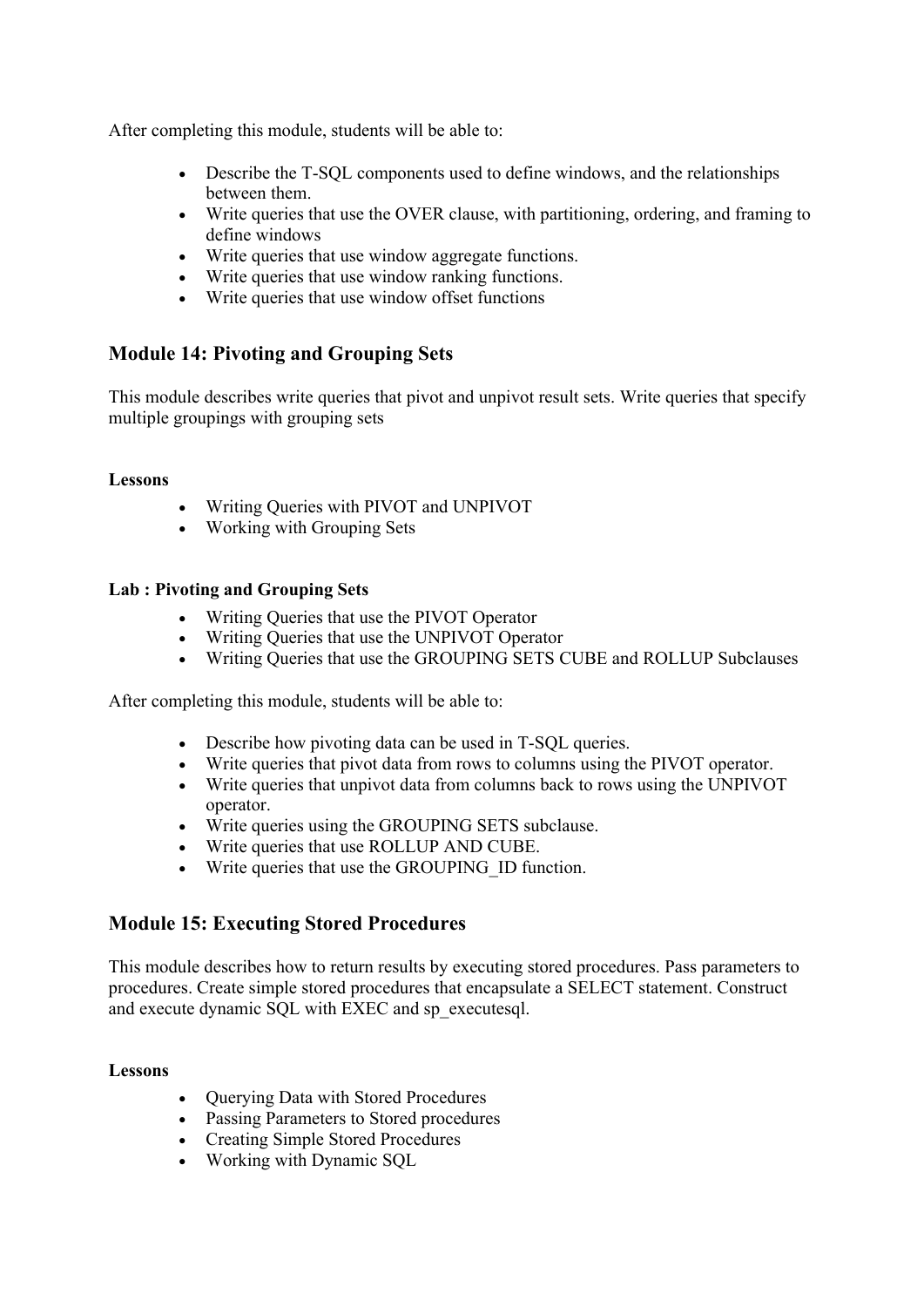After completing this module, students will be able to:

- Describe the T-SQL components used to define windows, and the relationships between them.
- Write queries that use the OVER clause, with partitioning, ordering, and framing to define windows
- Write queries that use window aggregate functions.
- Write queries that use window ranking functions.
- Write queries that use window offset functions

## Module 14: Pivoting and Grouping Sets

This module describes write queries that pivot and unpivot result sets. Write queries that specify multiple groupings with grouping sets

**Lessons**

- Writing Queries with PIVOT and UNPIVOT
- Working with Grouping Sets

**Lab : Pivoting and Grouping Sets**

- Writing Queries that use the PIVOT Operator
- Writing Queries that use the UNPIVOT Operator
- Writing Queries that use the GROUPING SETS CUBE and ROLLUP Subclauses

After completing this module, students will be able to:

- Describe how pivoting data can be used in T-SQL queries.
- Write queries that pivot data from rows to columns using the PIVOT operator.
- Write queries that unpivot data from columns back to rows using the UNPIVOT operator.
- Write queries using the GROUPING SETS subclause.
- Write queries that use ROLLUP AND CUBE.
- Write queries that use the GROUPING_ID function.

## Module 15: Executing Stored Procedures

This module describes how to return results by executing stored procedures. Pass parameters to procedures. Create simple stored procedures that encapsulate a SELECT statement. Construct and execute dynamic SQL with EXEC and sp_executesql.

**Lessons**

- Querying Data with Stored Procedures
- Passing Parameters to Stored procedures
- Creating Simple Stored Procedures
- Working with Dynamic SQL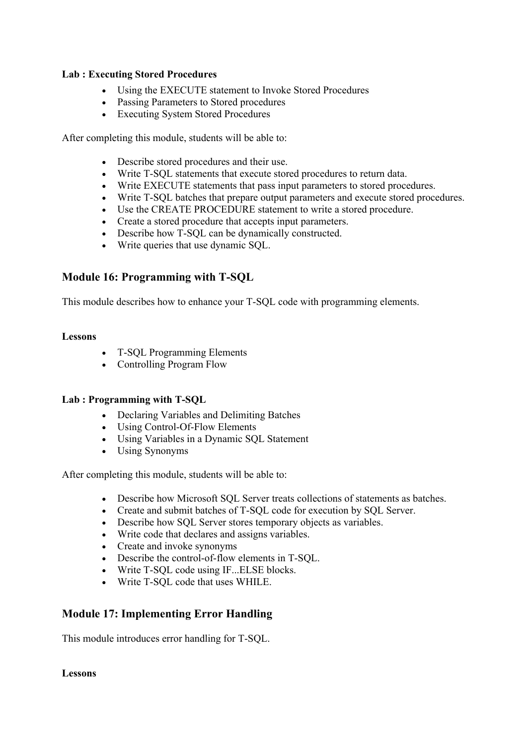**Lab : Executing Stored Procedures**

- Using the EXECUTE statement to Invoke Stored Procedures
- Passing Parameters to Stored procedures
- Executing System Stored Procedures

After completing this module, students will be able to:

- Describe stored procedures and their use.
- Write T-SQL statements that execute stored procedures to return data.
- Write EXECUTE statements that pass input parameters to stored procedures.
- Write T-SQL batches that prepare output parameters and execute stored procedures.
- Use the CREATE PROCEDURE statement to write a stored procedure.
- Create a stored procedure that accepts input parameters.
- Describe how T-SQL can be dynamically constructed.
- Write queries that use dynamic SQL.

## Module 16: Programming with T-SQL

This module describes how to enhance your T-SQL code with programming elements.

**Lessons**

- T-SQL Programming Elements
- Controlling Program Flow

**Lab : Programming with T-SQL**

- Declaring Variables and Delimiting Batches
- Using Control-Of-Flow Elements
- Using Variables in a Dynamic SQL Statement
- Using Synonyms

After completing this module, students will be able to:

- Describe how Microsoft SQL Server treats collections of statements as batches.
- Create and submit batches of T-SQL code for execution by SQL Server.
- Describe how SQL Server stores temporary objects as variables.
- Write code that declares and assigns variables.
- Create and invoke synonyms
- Describe the control-of-flow elements in T-SQL.
- Write T-SQL code using IF...ELSE blocks.
- Write T-SQL code that uses WHILE.

## Module 17: Implementing Error Handling

This module introduces error handling for T-SQL.

**Lessons**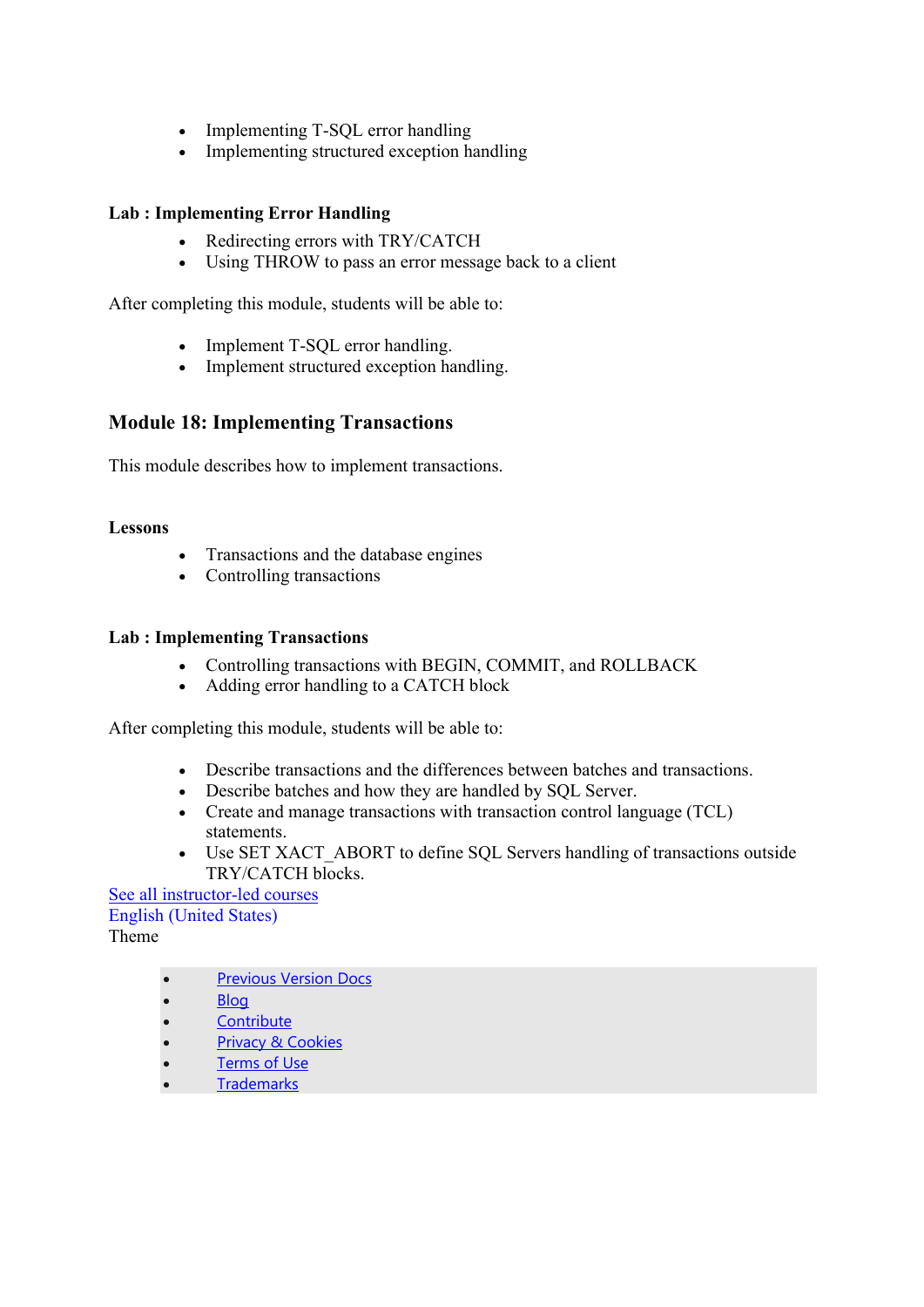- Implementing T-SQL error handling
- Implementing structured exception handling

**Lab : Implementing Error Handling**

- Redirecting errors with TRY/CATCH
- Using THROW to pass an error message back to a client

After completing this module, students will be able to:

- Implement T-SQL error handling.
- Implement structured exception handling.

## Module 18: Implementing Transactions

This module describes how to implement transactions.

**Lessons**

- Transactions and the database engines
- Controlling transactions

**Lab : Implementing Transactions**

- Controlling transactions with BEGIN, COMMIT, and ROLLBACK
- Adding error handling to a CATCH block

After completing this module, students will be able to:

- Describe transactions and the differences between batches and transactions.
- Describe batches and how they are handled by SQL Server.
- Create and manage transactions with transaction control language (TCL) statements.
- Use SET XACT_ABORT to define SQL Servers handling of transactions outside TRY/CATCH blocks.

[See all instructor-led courses]
[English (United States)]
Theme

- [Previous Version Docs]
- [Blog]
- [Contribute]
- [Privacy & Cookies]
- [Terms of Use]
- [Trademarks]